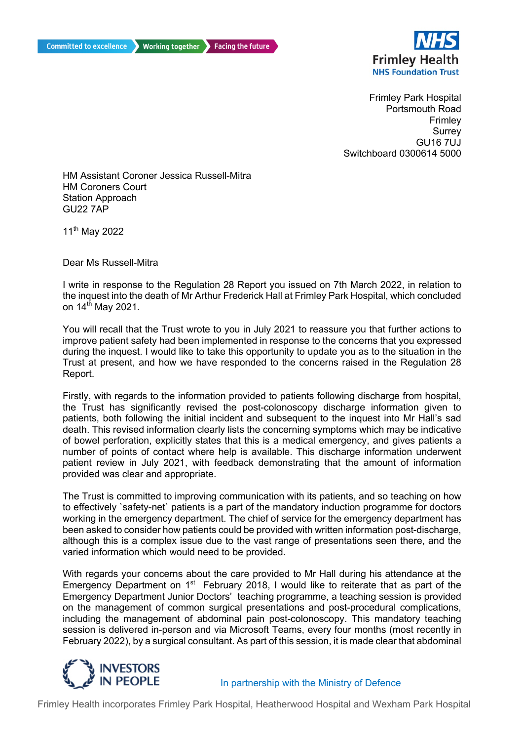Committed to excellence · Working together · Facing the future

**NHS**
**Frimley Health**
**NHS Foundation Trust**

Frimley Park Hospital
Portsmouth Road
Frimley
Surrey
GU16 7UJ
Switchboard 0300614 5000

HM Assistant Coroner Jessica Russell-Mitra
HM Coroners Court
Station Approach
GU22 7AP

11th May 2022

Dear Ms Russell-Mitra

I write in response to the Regulation 28 Report you issued on 7th March 2022, in relation to the inquest into the death of Mr Arthur Frederick Hall at Frimley Park Hospital, which concluded on 14th May 2021.

You will recall that the Trust wrote to you in July 2021 to reassure you that further actions to improve patient safety had been implemented in response to the concerns that you expressed during the inquest. I would like to take this opportunity to update you as to the situation in the Trust at present, and how we have responded to the concerns raised in the Regulation 28 Report.

Firstly, with regards to the information provided to patients following discharge from hospital, the Trust has significantly revised the post-colonoscopy discharge information given to patients, both following the initial incident and subsequent to the inquest into Mr Hall's sad death. This revised information clearly lists the concerning symptoms which may be indicative of bowel perforation, explicitly states that this is a medical emergency, and gives patients a number of points of contact where help is available. This discharge information underwent patient review in July 2021, with feedback demonstrating that the amount of information provided was clear and appropriate.

The Trust is committed to improving communication with its patients, and so teaching on how to effectively `safety-net` patients is a part of the mandatory induction programme for doctors working in the emergency department. The chief of service for the emergency department has been asked to consider how patients could be provided with written information post-discharge, although this is a complex issue due to the vast range of presentations seen there, and the varied information which would need to be provided.

With regards your concerns about the care provided to Mr Hall during his attendance at the Emergency Department on 1st February 2018, I would like to reiterate that as part of the Emergency Department Junior Doctors' teaching programme, a teaching session is provided on the management of common surgical presentations and post-procedural complications, including the management of abdominal pain post-colonoscopy. This mandatory teaching session is delivered in-person and via Microsoft Teams, every four months (most recently in February 2022), by a surgical consultant. As part of this session, it is made clear that abdominal

INVESTORS IN PEOPLE

In partnership with the Ministry of Defence

Frimley Health incorporates Frimley Park Hospital, Heatherwood Hospital and Wexham Park Hospital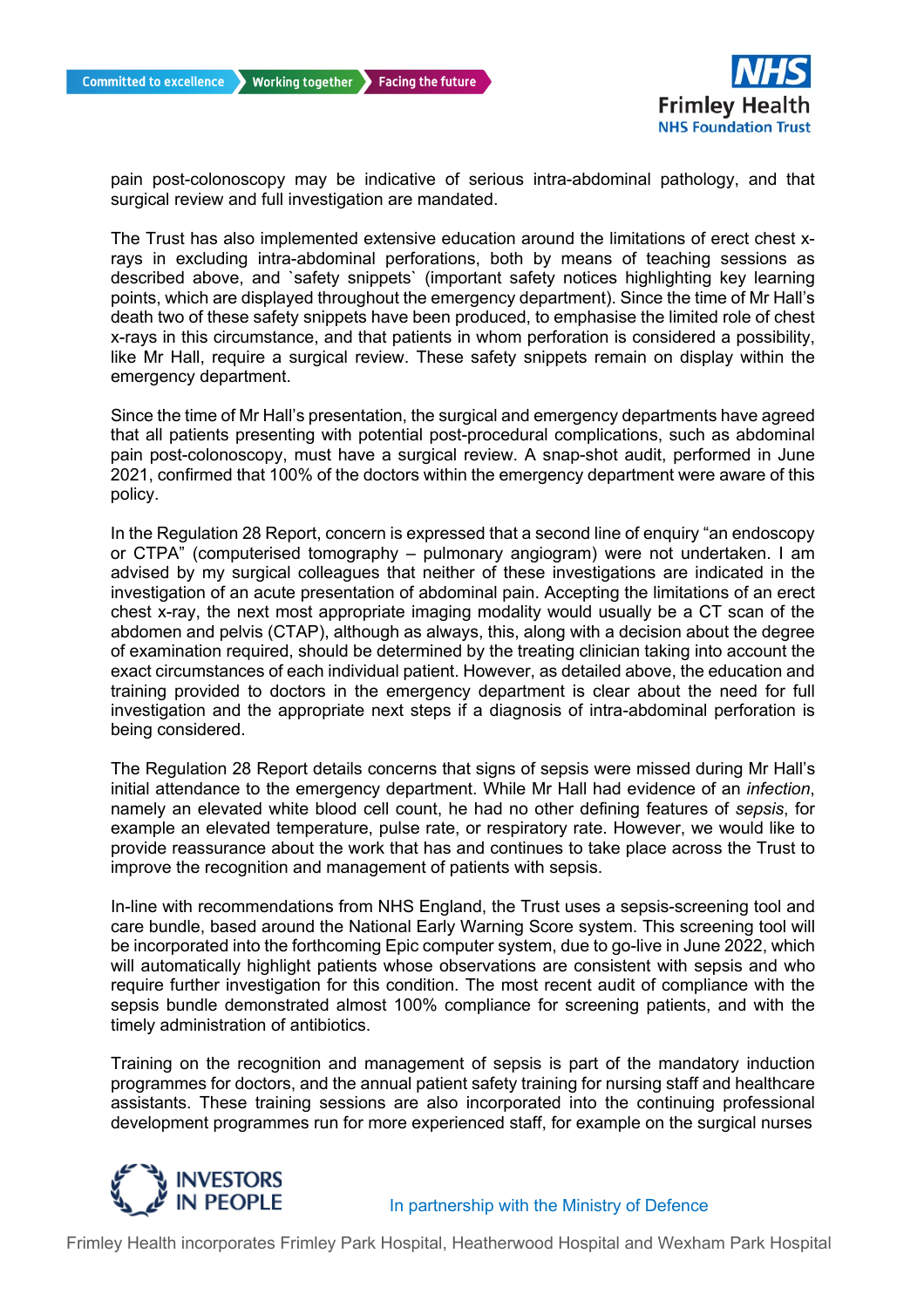pain post-colonoscopy may be indicative of serious intra-abdominal pathology, and that surgical review and full investigation are mandated.

The Trust has also implemented extensive education around the limitations of erect chest x-rays in excluding intra-abdominal perforations, both by means of teaching sessions as described above, and `safety snippets` (important safety notices highlighting key learning points, which are displayed throughout the emergency department). Since the time of Mr Hall's death two of these safety snippets have been produced, to emphasise the limited role of chest x-rays in this circumstance, and that patients in whom perforation is considered a possibility, like Mr Hall, require a surgical review. These safety snippets remain on display within the emergency department.

Since the time of Mr Hall's presentation, the surgical and emergency departments have agreed that all patients presenting with potential post-procedural complications, such as abdominal pain post-colonoscopy, must have a surgical review. A snap-shot audit, performed in June 2021, confirmed that 100% of the doctors within the emergency department were aware of this policy.

In the Regulation 28 Report, concern is expressed that a second line of enquiry "an endoscopy or CTPA" (computerised tomography – pulmonary angiogram) were not undertaken. I am advised by my surgical colleagues that neither of these investigations are indicated in the investigation of an acute presentation of abdominal pain. Accepting the limitations of an erect chest x-ray, the next most appropriate imaging modality would usually be a CT scan of the abdomen and pelvis (CTAP), although as always, this, along with a decision about the degree of examination required, should be determined by the treating clinician taking into account the exact circumstances of each individual patient. However, as detailed above, the education and training provided to doctors in the emergency department is clear about the need for full investigation and the appropriate next steps if a diagnosis of intra-abdominal perforation is being considered.

The Regulation 28 Report details concerns that signs of sepsis were missed during Mr Hall's initial attendance to the emergency department. While Mr Hall had evidence of an *infection*, namely an elevated white blood cell count, he had no other defining features of *sepsis*, for example an elevated temperature, pulse rate, or respiratory rate. However, we would like to provide reassurance about the work that has and continues to take place across the Trust to improve the recognition and management of patients with sepsis.

In-line with recommendations from NHS England, the Trust uses a sepsis-screening tool and care bundle, based around the National Early Warning Score system. This screening tool will be incorporated into the forthcoming Epic computer system, due to go-live in June 2022, which will automatically highlight patients whose observations are consistent with sepsis and who require further investigation for this condition. The most recent audit of compliance with the sepsis bundle demonstrated almost 100% compliance for screening patients, and with the timely administration of antibiotics.

Training on the recognition and management of sepsis is part of the mandatory induction programmes for doctors, and the annual patient safety training for nursing staff and healthcare assistants. These training sessions are also incorporated into the continuing professional development programmes run for more experienced staff, for example on the surgical nurses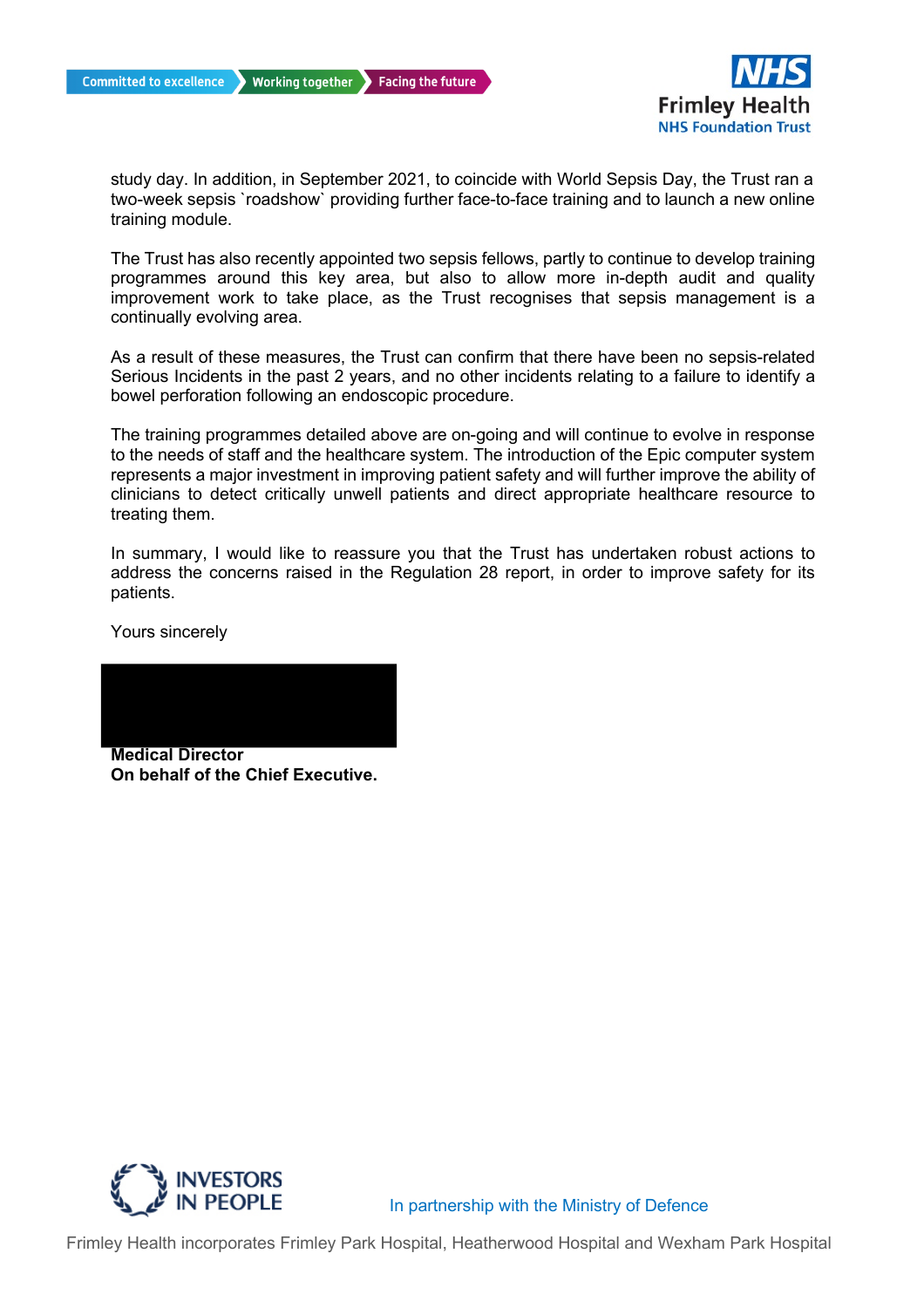study day. In addition, in September 2021, to coincide with World Sepsis Day, the Trust ran a two-week sepsis `roadshow` providing further face-to-face training and to launch a new online training module.

The Trust has also recently appointed two sepsis fellows, partly to continue to develop training programmes around this key area, but also to allow more in-depth audit and quality improvement work to take place, as the Trust recognises that sepsis management is a continually evolving area.

As a result of these measures, the Trust can confirm that there have been no sepsis-related Serious Incidents in the past 2 years, and no other incidents relating to a failure to identify a bowel perforation following an endoscopic procedure.

The training programmes detailed above are on-going and will continue to evolve in response to the needs of staff and the healthcare system. The introduction of the Epic computer system represents a major investment in improving patient safety and will further improve the ability of clinicians to detect critically unwell patients and direct appropriate healthcare resource to treating them.

In summary, I would like to reassure you that the Trust has undertaken robust actions to address the concerns raised in the Regulation 28 report, in order to improve safety for its patients.

Yours sincerely

**Medical Director**
**On behalf of the Chief Executive.**